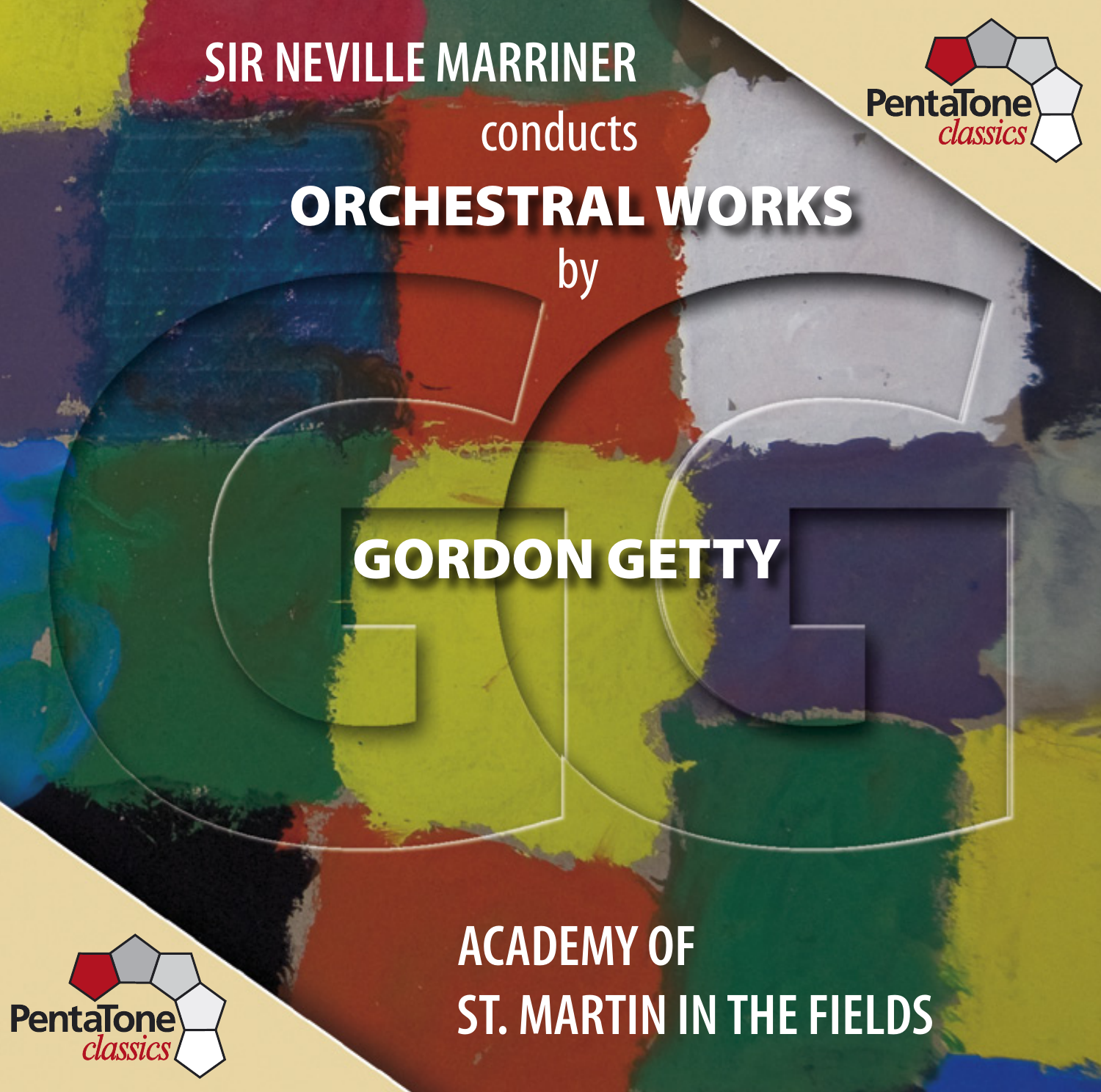# SIR NEVILLE MARRINER

conducts

# ORCHESTRAL WORKS

by

# GORDON GETTY

ACADEMY OF
ST. MARTIN IN THE FIELDS

PentaTone classics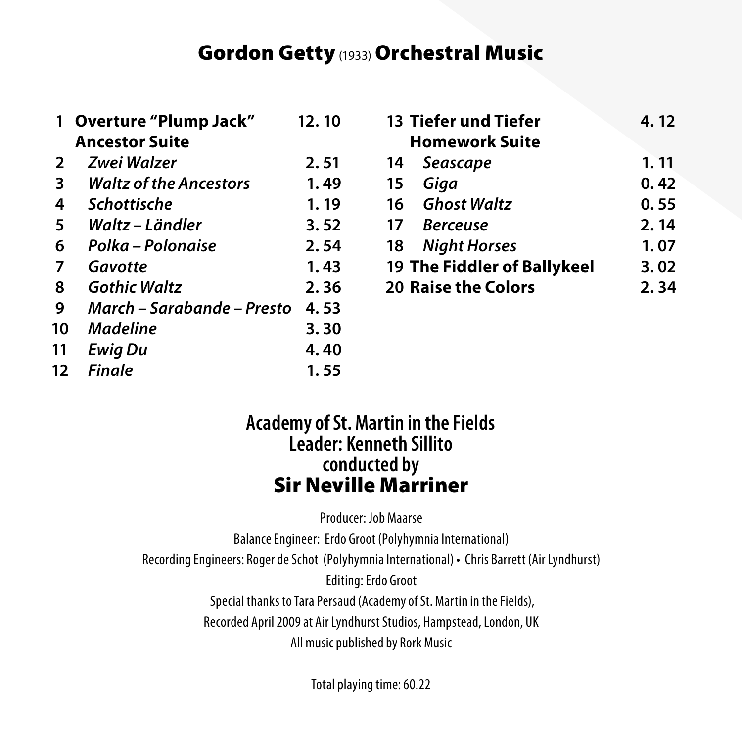# Gordon Getty (1933) Orchestral Music

| | | |
|---|---|---|
| 1 | **Overture "Plump Jack"** | **12. 10** |
| | **Ancestor Suite** | |
| 2 | ***Zwei Walzer*** | **2. 51** |
| 3 | ***Waltz of the Ancestors*** | **1. 49** |
| 4 | ***Schottische*** | **1. 19** |
| 5 | ***Waltz – Ländler*** | **3. 52** |
| 6 | ***Polka – Polonaise*** | **2. 54** |
| 7 | ***Gavotte*** | **1. 43** |
| 8 | ***Gothic Waltz*** | **2. 36** |
| 9 | ***March – Sarabande – Presto*** | **4. 53** |
| 10 | ***Madeline*** | **3. 30** |
| 11 | ***Ewig Du*** | **4. 40** |
| 12 | ***Finale*** | **1. 55** |
| 13 | **Tiefer und Tiefer** | **4. 12** |
| | **Homework Suite** | |
| 14 | ***Seascape*** | **1. 11** |
| 15 | ***Giga*** | **0. 42** |
| 16 | ***Ghost Waltz*** | **0. 55** |
| 17 | ***Berceuse*** | **2. 14** |
| 18 | ***Night Horses*** | **1. 07** |
| 19 | **The Fiddler of Ballykeel** | **3. 02** |
| 20 | **Raise the Colors** | **2. 34** |

**Academy of St. Martin in the Fields**
**Leader: Kenneth Sillito**
**conducted by**
## Sir Neville Marriner

Producer: Job Maarse

Balance Engineer: Erdo Groot (Polyhymnia International)

Recording Engineers: Roger de Schot (Polyhymnia International) • Chris Barrett (Air Lyndhurst)

Editing: Erdo Groot

Special thanks to Tara Persaud (Academy of St. Martin in the Fields),

Recorded April 2009 at Air Lyndhurst Studios, Hampstead, London, UK

All music published by Rork Music

Total playing time: 60.22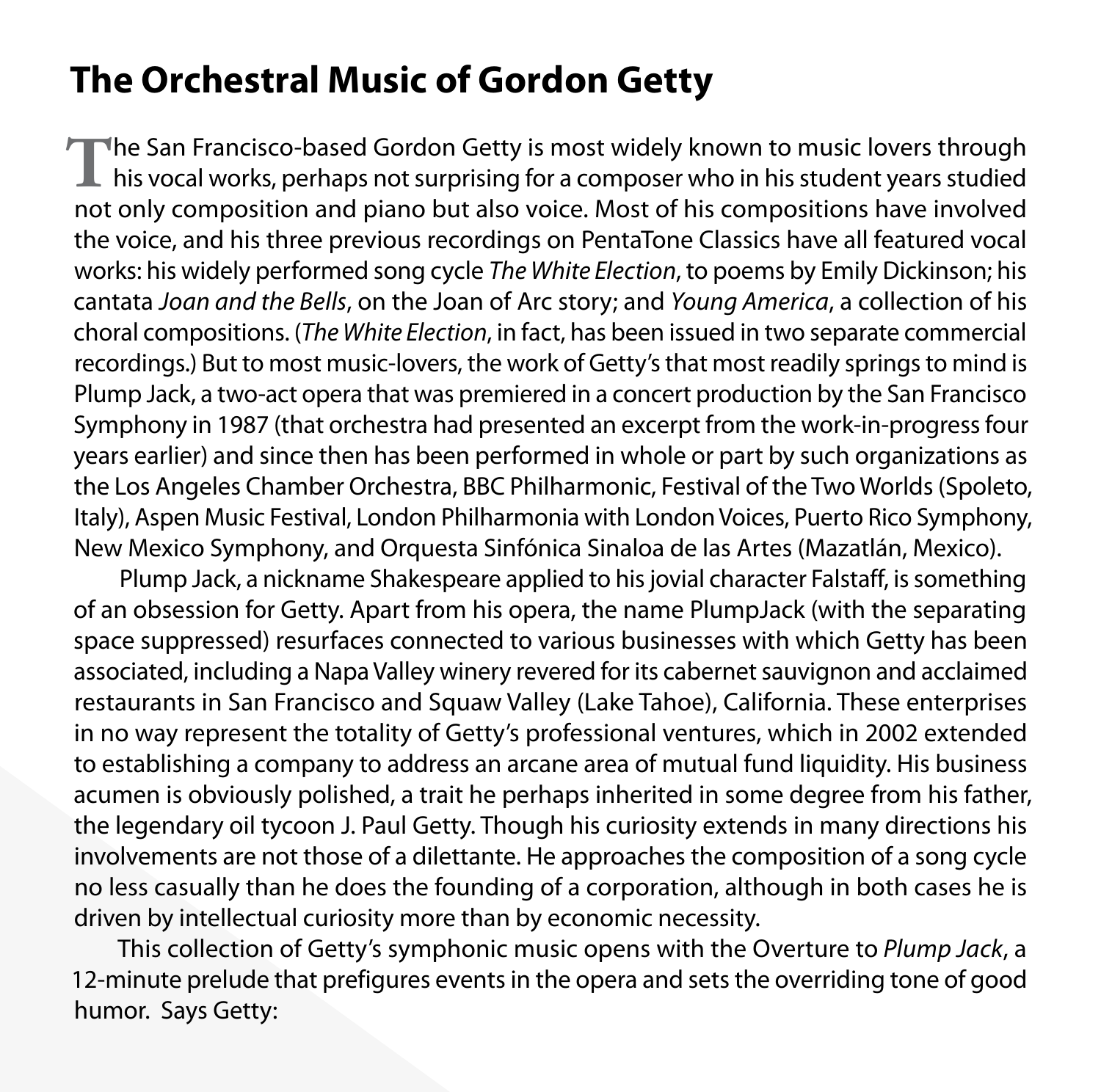# The Orchestral Music of Gordon Getty

The San Francisco-based Gordon Getty is most widely known to music lovers through his vocal works, perhaps not surprising for a composer who in his student years studied not only composition and piano but also voice. Most of his compositions have involved the voice, and his three previous recordings on PentaTone Classics have all featured vocal works: his widely performed song cycle *The White Election*, to poems by Emily Dickinson; his cantata *Joan and the Bells*, on the Joan of Arc story; and *Young America*, a collection of his choral compositions. (*The White Election*, in fact, has been issued in two separate commercial recordings.) But to most music-lovers, the work of Getty's that most readily springs to mind is Plump Jack, a two-act opera that was premiered in a concert production by the San Francisco Symphony in 1987 (that orchestra had presented an excerpt from the work-in-progress four years earlier) and since then has been performed in whole or part by such organizations as the Los Angeles Chamber Orchestra, BBC Philharmonic, Festival of the Two Worlds (Spoleto, Italy), Aspen Music Festival, London Philharmonia with London Voices, Puerto Rico Symphony, New Mexico Symphony, and Orquesta Sinfónica Sinaloa de las Artes (Mazatlán, Mexico).

Plump Jack, a nickname Shakespeare applied to his jovial character Falstaff, is something of an obsession for Getty. Apart from his opera, the name PlumpJack (with the separating space suppressed) resurfaces connected to various businesses with which Getty has been associated, including a Napa Valley winery revered for its cabernet sauvignon and acclaimed restaurants in San Francisco and Squaw Valley (Lake Tahoe), California. These enterprises in no way represent the totality of Getty's professional ventures, which in 2002 extended to establishing a company to address an arcane area of mutual fund liquidity. His business acumen is obviously polished, a trait he perhaps inherited in some degree from his father, the legendary oil tycoon J. Paul Getty. Though his curiosity extends in many directions his involvements are not those of a dilettante. He approaches the composition of a song cycle no less casually than he does the founding of a corporation, although in both cases he is driven by intellectual curiosity more than by economic necessity.

This collection of Getty's symphonic music opens with the Overture to *Plump Jack*, a 12-minute prelude that prefigures events in the opera and sets the overriding tone of good humor. Says Getty: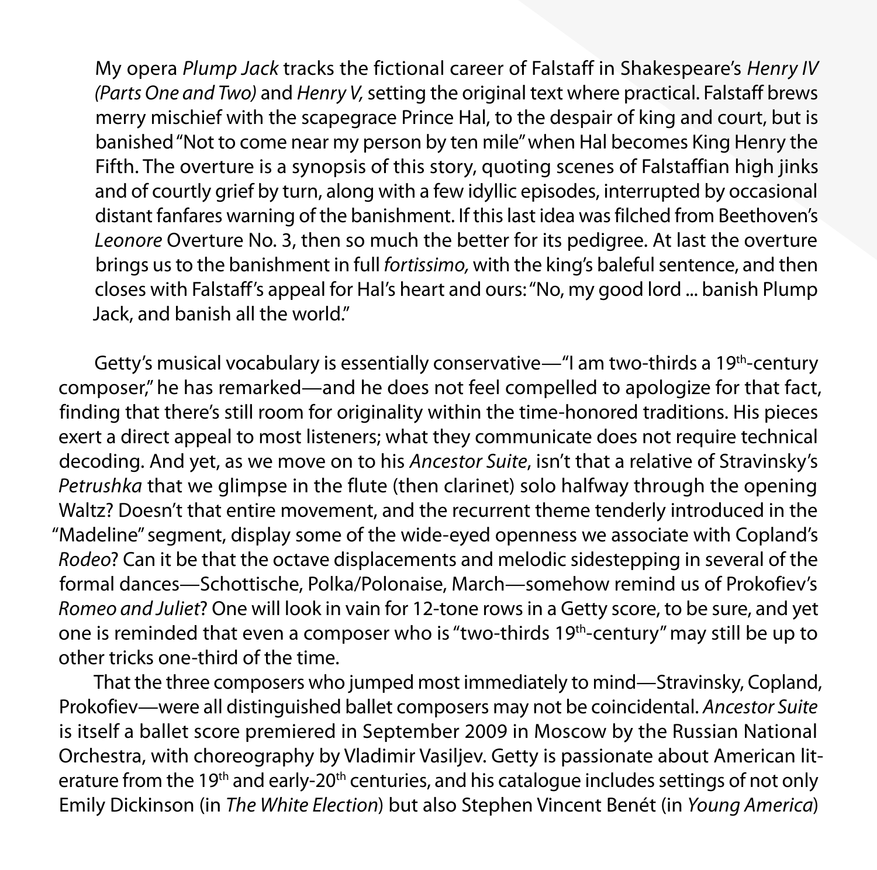My opera *Plump Jack* tracks the fictional career of Falstaff in Shakespeare's *Henry IV (Parts One and Two)* and *Henry V,* setting the original text where practical. Falstaff brews merry mischief with the scapegrace Prince Hal, to the despair of king and court, but is banished "Not to come near my person by ten mile" when Hal becomes King Henry the Fifth. The overture is a synopsis of this story, quoting scenes of Falstaffian high jinks and of courtly grief by turn, along with a few idyllic episodes, interrupted by occasional distant fanfares warning of the banishment. If this last idea was filched from Beethoven's *Leonore* Overture No. 3, then so much the better for its pedigree. At last the overture brings us to the banishment in full *fortissimo,* with the king's baleful sentence, and then closes with Falstaff's appeal for Hal's heart and ours: "No, my good lord ... banish Plump Jack, and banish all the world."

Getty's musical vocabulary is essentially conservative—"I am two-thirds a 19th-century composer," he has remarked—and he does not feel compelled to apologize for that fact, finding that there's still room for originality within the time-honored traditions. His pieces exert a direct appeal to most listeners; what they communicate does not require technical decoding. And yet, as we move on to his *Ancestor Suite*, isn't that a relative of Stravinsky's *Petrushka* that we glimpse in the flute (then clarinet) solo halfway through the opening Waltz? Doesn't that entire movement, and the recurrent theme tenderly introduced in the "Madeline" segment, display some of the wide-eyed openness we associate with Copland's *Rodeo*? Can it be that the octave displacements and melodic sidestepping in several of the formal dances—Schottische, Polka/Polonaise, March—somehow remind us of Prokofiev's *Romeo and Juliet*? One will look in vain for 12-tone rows in a Getty score, to be sure, and yet one is reminded that even a composer who is "two-thirds 19th-century" may still be up to other tricks one-third of the time.

That the three composers who jumped most immediately to mind—Stravinsky, Copland, Prokofiev—were all distinguished ballet composers may not be coincidental. *Ancestor Suite* is itself a ballet score premiered in September 2009 in Moscow by the Russian National Orchestra, with choreography by Vladimir Vasiljev. Getty is passionate about American literature from the 19th and early-20th centuries, and his catalogue includes settings of not only Emily Dickinson (in *The White Election*) but also Stephen Vincent Benét (in *Young America*)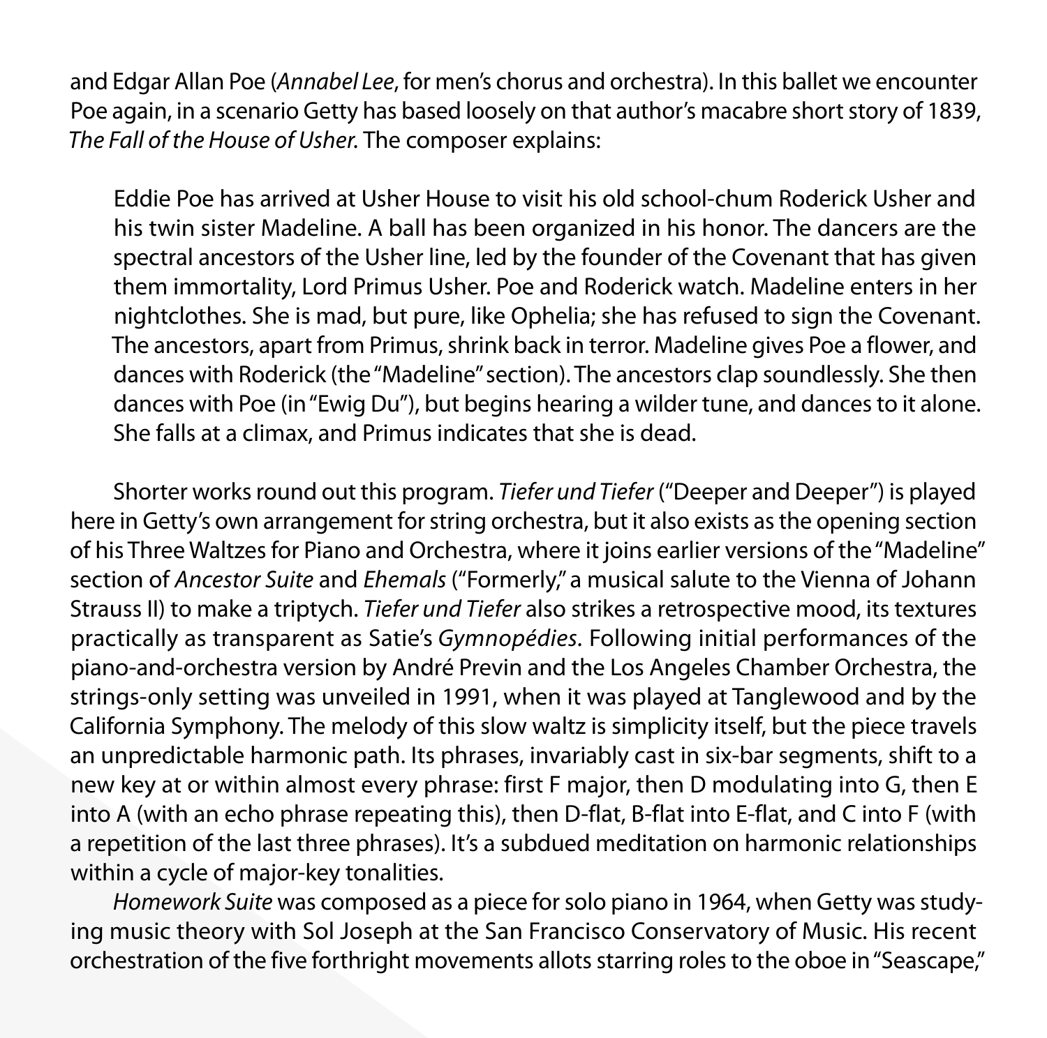and Edgar Allan Poe (*Annabel Lee*, for men's chorus and orchestra). In this ballet we encounter Poe again, in a scenario Getty has based loosely on that author's macabre short story of 1839, *The Fall of the House of Usher.* The composer explains:

> Eddie Poe has arrived at Usher House to visit his old school-chum Roderick Usher and his twin sister Madeline. A ball has been organized in his honor. The dancers are the spectral ancestors of the Usher line, led by the founder of the Covenant that has given them immortality, Lord Primus Usher. Poe and Roderick watch. Madeline enters in her nightclothes. She is mad, but pure, like Ophelia; she has refused to sign the Covenant. The ancestors, apart from Primus, shrink back in terror. Madeline gives Poe a flower, and dances with Roderick (the "Madeline" section). The ancestors clap soundlessly. She then dances with Poe (in "Ewig Du"), but begins hearing a wilder tune, and dances to it alone. She falls at a climax, and Primus indicates that she is dead.

Shorter works round out this program. *Tiefer und Tiefer* ("Deeper and Deeper") is played here in Getty's own arrangement for string orchestra, but it also exists as the opening section of his Three Waltzes for Piano and Orchestra, where it joins earlier versions of the "Madeline" section of *Ancestor Suite* and *Ehemals* ("Formerly," a musical salute to the Vienna of Johann Strauss II) to make a triptych. *Tiefer und Tiefer* also strikes a retrospective mood, its textures practically as transparent as Satie's *Gymnopédies.* Following initial performances of the piano-and-orchestra version by André Previn and the Los Angeles Chamber Orchestra, the strings-only setting was unveiled in 1991, when it was played at Tanglewood and by the California Symphony. The melody of this slow waltz is simplicity itself, but the piece travels an unpredictable harmonic path. Its phrases, invariably cast in six-bar segments, shift to a new key at or within almost every phrase: first F major, then D modulating into G, then E into A (with an echo phrase repeating this), then D-flat, B-flat into E-flat, and C into F (with a repetition of the last three phrases). It's a subdued meditation on harmonic relationships within a cycle of major-key tonalities.

*Homework Suite* was composed as a piece for solo piano in 1964, when Getty was studying music theory with Sol Joseph at the San Francisco Conservatory of Music. His recent orchestration of the five forthright movements allots starring roles to the oboe in "Seascape,"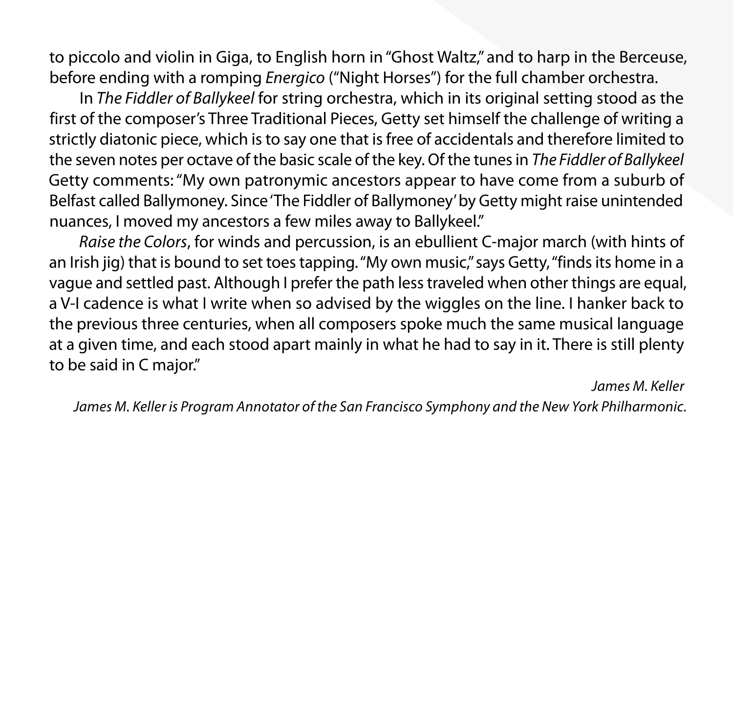to piccolo and violin in Giga, to English horn in "Ghost Waltz," and to harp in the Berceuse, before ending with a romping *Energico* ("Night Horses") for the full chamber orchestra.

In *The Fiddler of Ballykeel* for string orchestra, which in its original setting stood as the first of the composer's Three Traditional Pieces, Getty set himself the challenge of writing a strictly diatonic piece, which is to say one that is free of accidentals and therefore limited to the seven notes per octave of the basic scale of the key. Of the tunes in *The Fiddler of Ballykeel* Getty comments: "My own patronymic ancestors appear to have come from a suburb of Belfast called Ballymoney. Since 'The Fiddler of Ballymoney' by Getty might raise unintended nuances, I moved my ancestors a few miles away to Ballykeel."

*Raise the Colors*, for winds and percussion, is an ebullient C-major march (with hints of an Irish jig) that is bound to set toes tapping. "My own music," says Getty, "finds its home in a vague and settled past. Although I prefer the path less traveled when other things are equal, a V-I cadence is what I write when so advised by the wiggles on the line. I hanker back to the previous three centuries, when all composers spoke much the same musical language at a given time, and each stood apart mainly in what he had to say in it. There is still plenty to be said in C major."

*James M. Keller*

*James M. Keller is Program Annotator of the San Francisco Symphony and the New York Philharmonic.*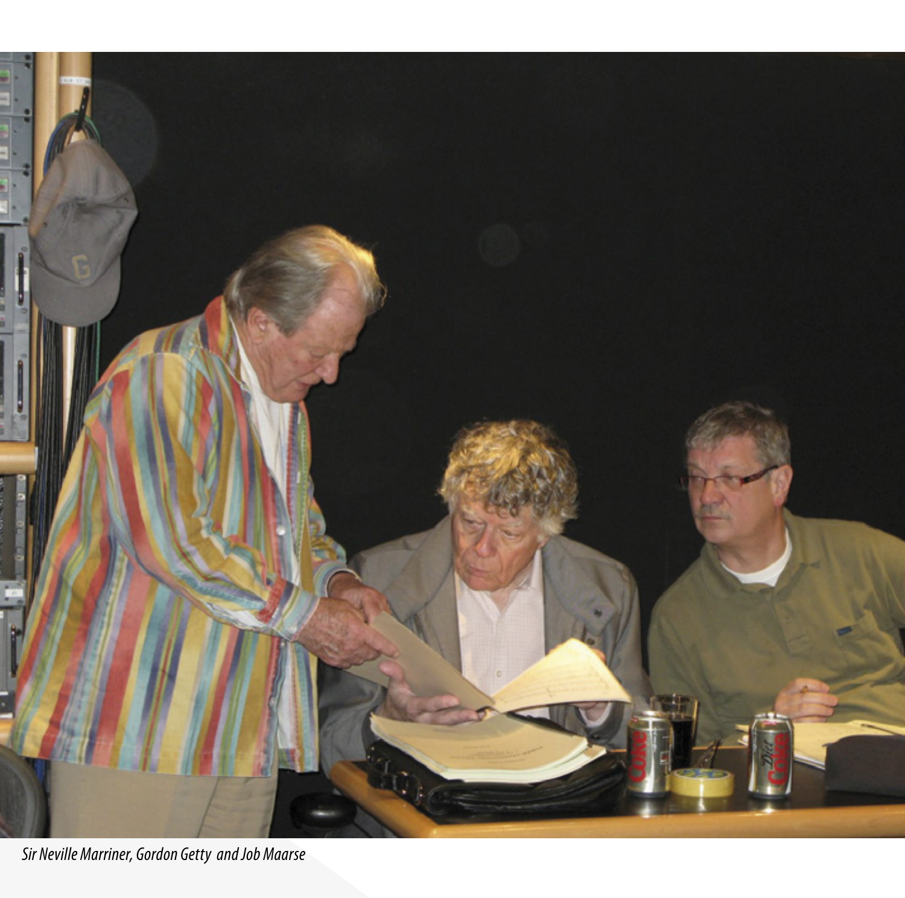*Sir Neville Marriner, Gordon Getty and Job Maarse*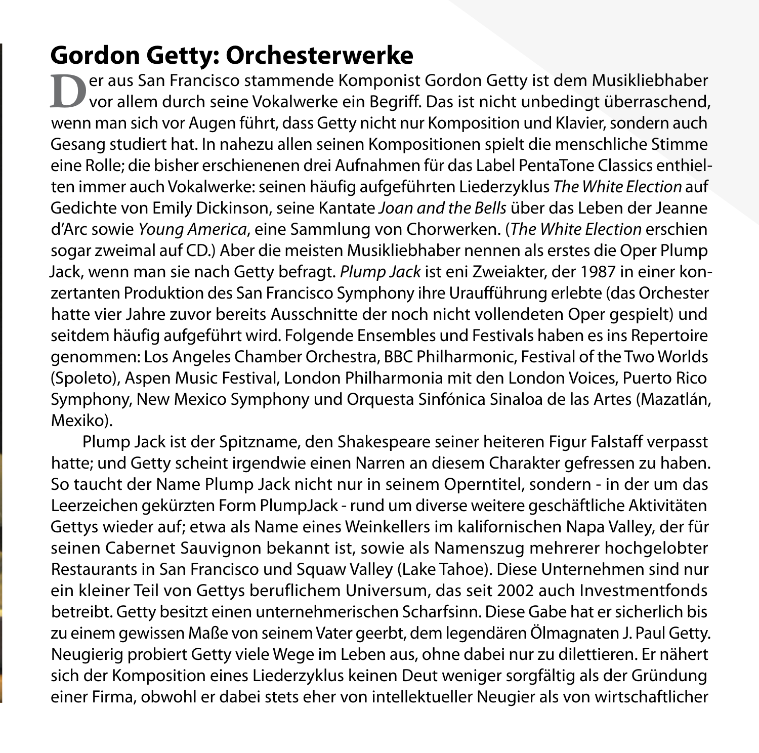## Gordon Getty: Orchesterwerke

Der aus San Francisco stammende Komponist Gordon Getty ist dem Musikliebhaber vor allem durch seine Vokalwerke ein Begriff. Das ist nicht unbedingt überraschend, wenn man sich vor Augen führt, dass Getty nicht nur Komposition und Klavier, sondern auch Gesang studiert hat. In nahezu allen seinen Kompositionen spielt die menschliche Stimme eine Rolle; die bisher erschienenen drei Aufnahmen für das Label PentaTone Classics enthielten immer auch Vokalwerke: seinen häufig aufgeführten Liederzyklus *The White Election* auf Gedichte von Emily Dickinson, seine Kantate *Joan and the Bells* über das Leben der Jeanne d'Arc sowie *Young America*, eine Sammlung von Chorwerken. (*The White Election* erschien sogar zweimal auf CD.) Aber die meisten Musikliebhaber nennen als erstes die Oper Plump Jack, wenn man sie nach Getty befragt. *Plump Jack* ist eni Zweiakter, der 1987 in einer konzertanten Produktion des San Francisco Symphony ihre Uraufführung erlebte (das Orchester hatte vier Jahre zuvor bereits Ausschnitte der noch nicht vollendeten Oper gespielt) und seitdem häufig aufgeführt wird. Folgende Ensembles und Festivals haben es ins Repertoire genommen: Los Angeles Chamber Orchestra, BBC Philharmonic, Festival of the Two Worlds (Spoleto), Aspen Music Festival, London Philharmonia mit den London Voices, Puerto Rico Symphony, New Mexico Symphony und Orquesta Sinfónica Sinaloa de las Artes (Mazatlán, Mexiko).

Plump Jack ist der Spitzname, den Shakespeare seiner heiteren Figur Falstaff verpasst hatte; und Getty scheint irgendwie einen Narren an diesem Charakter gefressen zu haben. So taucht der Name Plump Jack nicht nur in seinem Operntitel, sondern - in der um das Leerzeichen gekürzten Form PlumpJack - rund um diverse weitere geschäftliche Aktivitäten Gettys wieder auf; etwa als Name eines Weinkellers im kalifornischen Napa Valley, der für seinen Cabernet Sauvignon bekannt ist, sowie als Namenszug mehrerer hochgelobter Restaurants in San Francisco und Squaw Valley (Lake Tahoe). Diese Unternehmen sind nur ein kleiner Teil von Gettys beruflichem Universum, das seit 2002 auch Investmentfonds betreibt. Getty besitzt einen unternehmerischen Scharfsinn. Diese Gabe hat er sicherlich bis zu einem gewissen Maße von seinem Vater geerbt, dem legendären Ölmagnaten J. Paul Getty. Neugierig probiert Getty viele Wege im Leben aus, ohne dabei nur zu dilettieren. Er nähert sich der Komposition eines Liederzyklus keinen Deut weniger sorgfältig als der Gründung einer Firma, obwohl er dabei stets eher von intellektueller Neugier als von wirtschaftlicher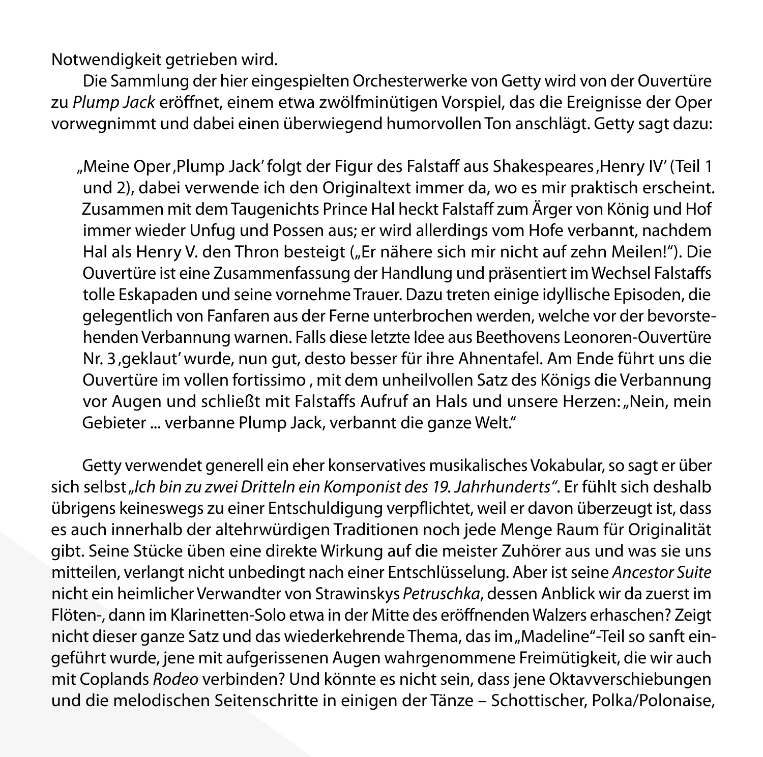Notwendigkeit getrieben wird.

Die Sammlung der hier eingespielten Orchesterwerke von Getty wird von der Ouvertüre zu *Plump Jack* eröffnet, einem etwa zwölfminütigen Vorspiel, das die Ereignisse der Oper vorwegnimmt und dabei einen überwiegend humorvollen Ton anschlägt. Getty sagt dazu:

> „Meine Oper ‚Plump Jack' folgt der Figur des Falstaff aus Shakespeares ‚Henry IV' (Teil 1 und 2), dabei verwende ich den Originaltext immer da, wo es mir praktisch erscheint. Zusammen mit dem Taugenichts Prince Hal heckt Falstaff zum Ärger von König und Hof immer wieder Unfug und Possen aus; er wird allerdings vom Hofe verbannt, nachdem Hal als Henry V. den Thron besteigt („Er nähere sich mir nicht auf zehn Meilen!"). Die Ouvertüre ist eine Zusammenfassung der Handlung und präsentiert im Wechsel Falstaffs tolle Eskapaden und seine vornehme Trauer. Dazu treten einige idyllische Episoden, die gelegentlich von Fanfaren aus der Ferne unterbrochen werden, welche vor der bevorstehenden Verbannung warnen. Falls diese letzte Idee aus Beethovens Leonoren-Ouvertüre Nr. 3 ‚geklaut' wurde, nun gut, desto besser für ihre Ahnentafel. Am Ende führt uns die Ouvertüre im vollen fortissimo , mit dem unheilvollen Satz des Königs die Verbannung vor Augen und schließt mit Falstaffs Aufruf an Hals und unsere Herzen: „Nein, mein Gebieter ... verbanne Plump Jack, verbannt die ganze Welt."

Getty verwendet generell ein eher konservatives musikalisches Vokabular, so sagt er über sich selbst *„Ich bin zu zwei Dritteln ein Komponist des 19. Jahrhunderts"*. Er fühlt sich deshalb übrigens keineswegs zu einer Entschuldigung verpflichtet, weil er davon überzeugt ist, dass es auch innerhalb der altehrwürdigen Traditionen noch jede Menge Raum für Originalität gibt. Seine Stücke üben eine direkte Wirkung auf die meister Zuhörer aus und was sie uns mitteilen, verlangt nicht unbedingt nach einer Entschlüsselung. Aber ist seine *Ancestor Suite* nicht ein heimlicher Verwandter von Strawinskys *Petruschka*, dessen Anblick wir da zuerst im Flöten-, dann im Klarinetten-Solo etwa in der Mitte des eröffnenden Walzers erhaschen? Zeigt nicht dieser ganze Satz und das wiederkehrende Thema, das im „Madeline"-Teil so sanft eingeführt wurde, jene mit aufgerissenen Augen wahrgenommene Freimütigkeit, die wir auch mit Coplands *Rodeo* verbinden? Und könnte es nicht sein, dass jene Oktavverschiebungen und die melodischen Seitenschritte in einigen der Tänze – Schottischer, Polka/Polonaise,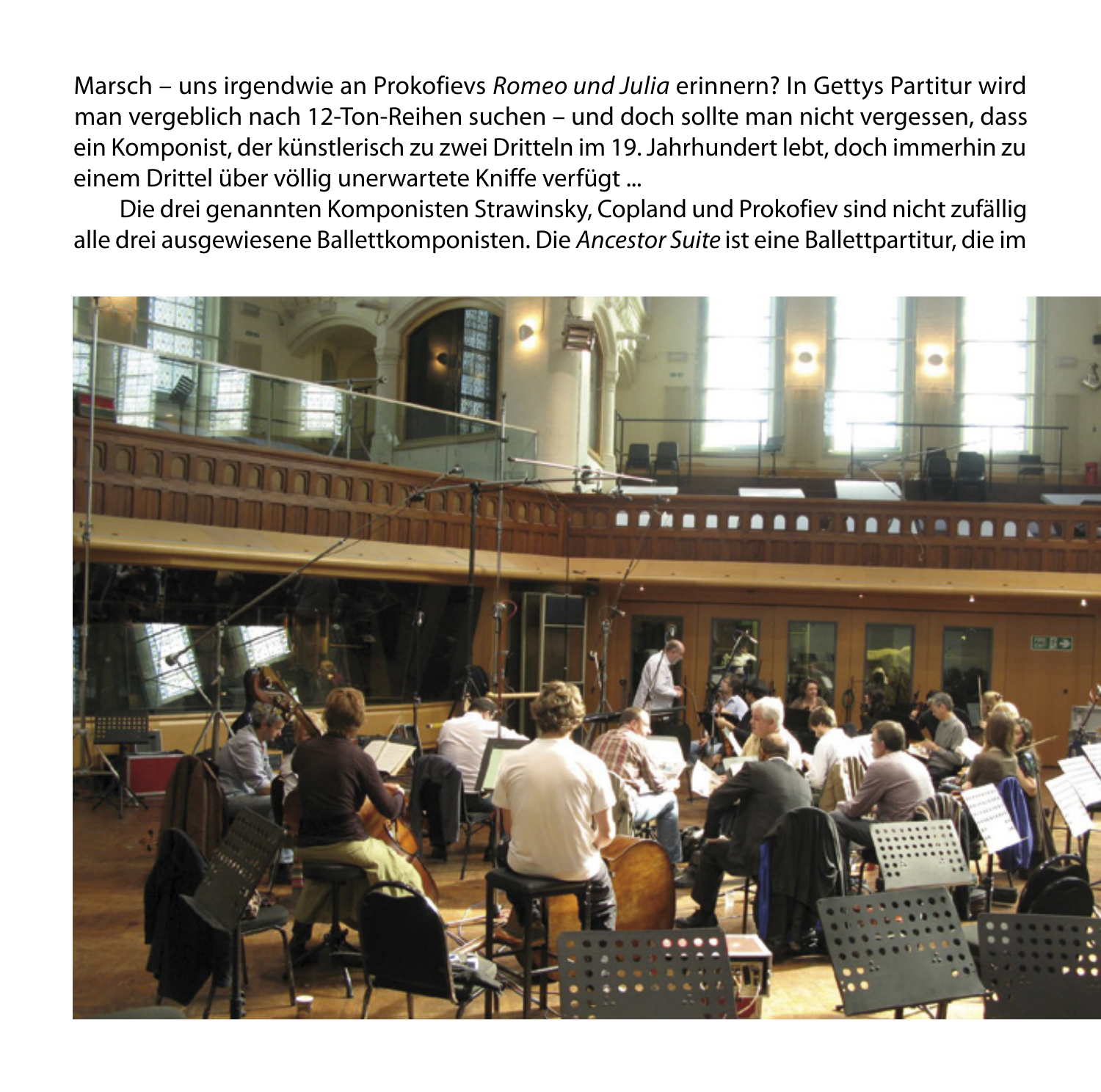Marsch – uns irgendwie an Prokofievs *Romeo und Julia* erinnern? In Gettys Partitur wird man vergeblich nach 12-Ton-Reihen suchen – und doch sollte man nicht vergessen, dass ein Komponist, der künstlerisch zu zwei Dritteln im 19. Jahrhundert lebt, doch immerhin zu einem Drittel über völlig unerwartete Kniffe verfügt ...

Die drei genannten Komponisten Strawinsky, Copland und Prokofiev sind nicht zufällig alle drei ausgewiesene Ballettkomponisten. Die *Ancestor Suite* ist eine Ballettpartitur, die im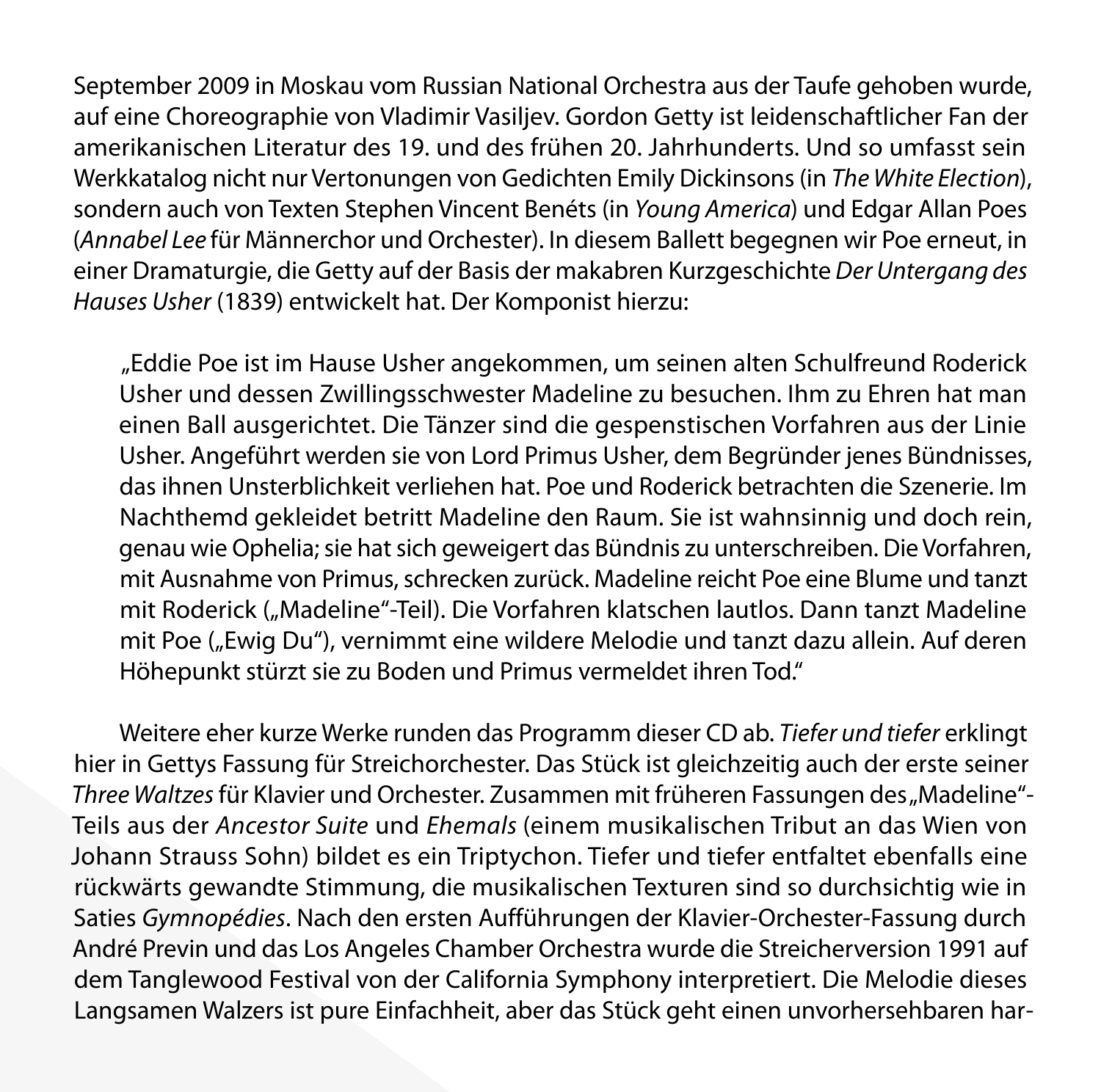September 2009 in Moskau vom Russian National Orchestra aus der Taufe gehoben wurde, auf eine Choreographie von Vladimir Vasiljev. Gordon Getty ist leidenschaftlicher Fan der amerikanischen Literatur des 19. und des frühen 20. Jahrhunderts. Und so umfasst sein Werkkatalog nicht nur Vertonungen von Gedichten Emily Dickinsons (in *The White Election*), sondern auch von Texten Stephen Vincent Benéts (in *Young America*) und Edgar Allan Poes (*Annabel Lee* für Männerchor und Orchester). In diesem Ballett begegnen wir Poe erneut, in einer Dramaturgie, die Getty auf der Basis der makabren Kurzgeschichte *Der Untergang des Hauses Usher* (1839) entwickelt hat. Der Komponist hierzu:

> „Eddie Poe ist im Hause Usher angekommen, um seinen alten Schulfreund Roderick Usher und dessen Zwillingsschwester Madeline zu besuchen. Ihm zu Ehren hat man einen Ball ausgerichtet. Die Tänzer sind die gespenstischen Vorfahren aus der Linie Usher. Angeführt werden sie von Lord Primus Usher, dem Begründer jenes Bündnisses, das ihnen Unsterblichkeit verliehen hat. Poe und Roderick betrachten die Szenerie. Im Nachthemd gekleidet betritt Madeline den Raum. Sie ist wahnsinnig und doch rein, genau wie Ophelia; sie hat sich geweigert das Bündnis zu unterschreiben. Die Vorfahren, mit Ausnahme von Primus, schrecken zurück. Madeline reicht Poe eine Blume und tanzt mit Roderick („Madeline"-Teil). Die Vorfahren klatschen lautlos. Dann tanzt Madeline mit Poe („Ewig Du"), vernimmt eine wildere Melodie und tanzt dazu allein. Auf deren Höhepunkt stürzt sie zu Boden und Primus vermeldet ihren Tod."

Weitere eher kurze Werke runden das Programm dieser CD ab. *Tiefer und tiefer* erklingt hier in Gettys Fassung für Streichorchester. Das Stück ist gleichzeitig auch der erste seiner *Three Waltzes* für Klavier und Orchester. Zusammen mit früheren Fassungen des „Madeline"-Teils aus der *Ancestor Suite* und *Ehemals* (einem musikalischen Tribut an das Wien von Johann Strauss Sohn) bildet es ein Triptychon. Tiefer und tiefer entfaltet ebenfalls eine rückwärts gewandte Stimmung, die musikalischen Texturen sind so durchsichtig wie in Saties *Gymnopédies*. Nach den ersten Aufführungen der Klavier-Orchester-Fassung durch André Previn und das Los Angeles Chamber Orchestra wurde die Streicherversion 1991 auf dem Tanglewood Festival von der California Symphony interpretiert. Die Melodie dieses Langsamen Walzers ist pure Einfachheit, aber das Stück geht einen unvorhersehbaren har-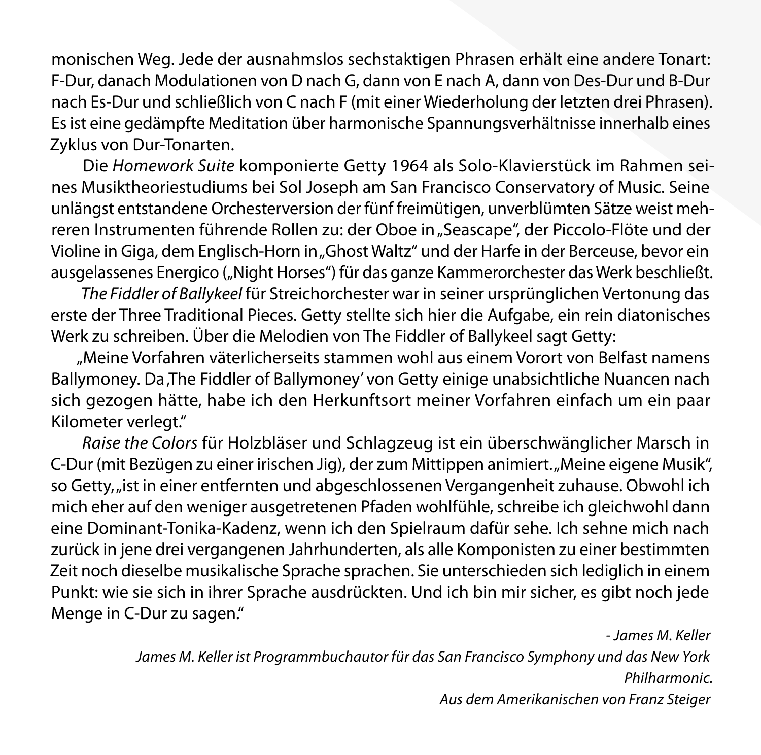monischen Weg. Jede der ausnahmslos sechstaktigen Phrasen erhält eine andere Tonart: F-Dur, danach Modulationen von D nach G, dann von E nach A, dann von Des-Dur und B-Dur nach Es-Dur und schließlich von C nach F (mit einer Wiederholung der letzten drei Phrasen). Es ist eine gedämpfte Meditation über harmonische Spannungsverhältnisse innerhalb eines Zyklus von Dur-Tonarten.

Die *Homework Suite* komponierte Getty 1964 als Solo-Klavierstück im Rahmen seines Musiktheoriestudiums bei Sol Joseph am San Francisco Conservatory of Music. Seine unlängst entstandene Orchesterversion der fünf freimütigen, unverblümten Sätze weist mehreren Instrumenten führende Rollen zu: der Oboe in „Seascape", der Piccolo-Flöte und der Violine in Giga, dem Englisch-Horn in „Ghost Waltz" und der Harfe in der Berceuse, bevor ein ausgelassenes Energico („Night Horses") für das ganze Kammerorchester das Werk beschließt.

*The Fiddler of Ballykeel* für Streichorchester war in seiner ursprünglichen Vertonung das erste der Three Traditional Pieces. Getty stellte sich hier die Aufgabe, ein rein diatonisches Werk zu schreiben. Über die Melodien von The Fiddler of Ballykeel sagt Getty:

„Meine Vorfahren väterlicherseits stammen wohl aus einem Vorort von Belfast namens Ballymoney. Da ‚The Fiddler of Ballymoney' von Getty einige unabsichtliche Nuancen nach sich gezogen hätte, habe ich den Herkunftsort meiner Vorfahren einfach um ein paar Kilometer verlegt."

*Raise the Colors* für Holzbläser und Schlagzeug ist ein überschwänglicher Marsch in C-Dur (mit Bezügen zu einer irischen Jig), der zum Mittippen animiert. „Meine eigene Musik", so Getty, „ist in einer entfernten und abgeschlossenen Vergangenheit zuhause. Obwohl ich mich eher auf den weniger ausgetretenen Pfaden wohlfühle, schreibe ich gleichwohl dann eine Dominant-Tonika-Kadenz, wenn ich den Spielraum dafür sehe. Ich sehne mich nach zurück in jene drei vergangenen Jahrhunderten, als alle Komponisten zu einer bestimmten Zeit noch dieselbe musikalische Sprache sprachen. Sie unterschieden sich lediglich in einem Punkt: wie sie sich in ihrer Sprache ausdrückten. Und ich bin mir sicher, es gibt noch jede Menge in C-Dur zu sagen."

*- James M. Keller*

*James M. Keller ist Programmbuchautor für das San Francisco Symphony und das New York Philharmonic.*

*Aus dem Amerikanischen von Franz Steiger*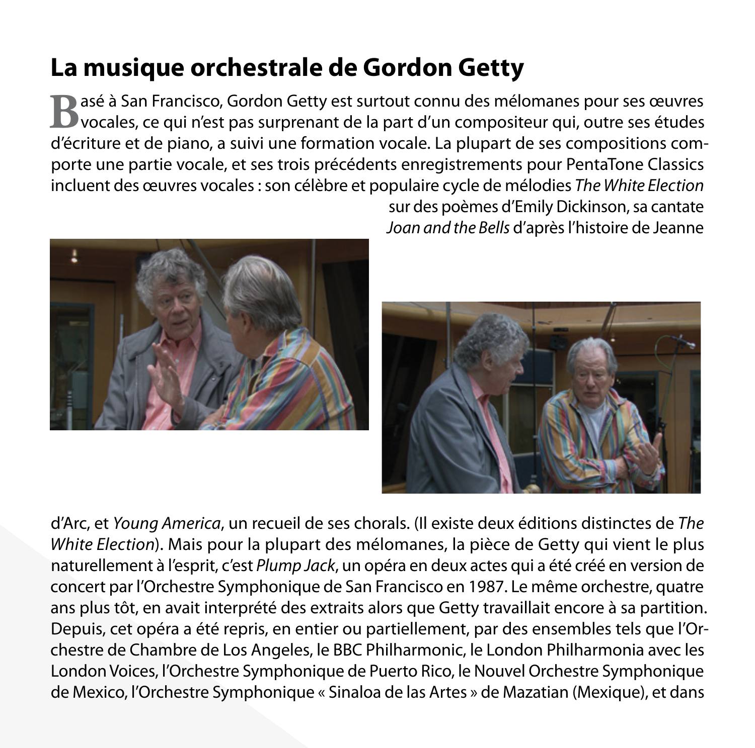# La musique orchestrale de Gordon Getty

Basé à San Francisco, Gordon Getty est surtout connu des mélomanes pour ses œuvres vocales, ce qui n'est pas surprenant de la part d'un compositeur qui, outre ses études d'écriture et de piano, a suivi une formation vocale. La plupart de ses compositions comporte une partie vocale, et ses trois précédents enregistrements pour PentaTone Classics incluent des œuvres vocales : son célèbre et populaire cycle de mélodies *The White Election* sur des poèmes d'Emily Dickinson, sa cantate *Joan and the Bells* d'après l'histoire de Jeanne d'Arc, et *Young America*, un recueil de ses chorals. (Il existe deux éditions distinctes de *The White Election*). Mais pour la plupart des mélomanes, la pièce de Getty qui vient le plus naturellement à l'esprit, c'est *Plump Jack*, un opéra en deux actes qui a été créé en version de concert par l'Orchestre Symphonique de San Francisco en 1987. Le même orchestre, quatre ans plus tôt, en avait interprété des extraits alors que Getty travaillait encore à sa partition. Depuis, cet opéra a été repris, en entier ou partiellement, par des ensembles tels que l'Orchestre de Chambre de Los Angeles, le BBC Philharmonic, le London Philharmonia avec les London Voices, l'Orchestre Symphonique de Puerto Rico, le Nouvel Orchestre Symphonique de Mexico, l'Orchestre Symphonique « Sinaloa de las Artes » de Mazatian (Mexique), et dans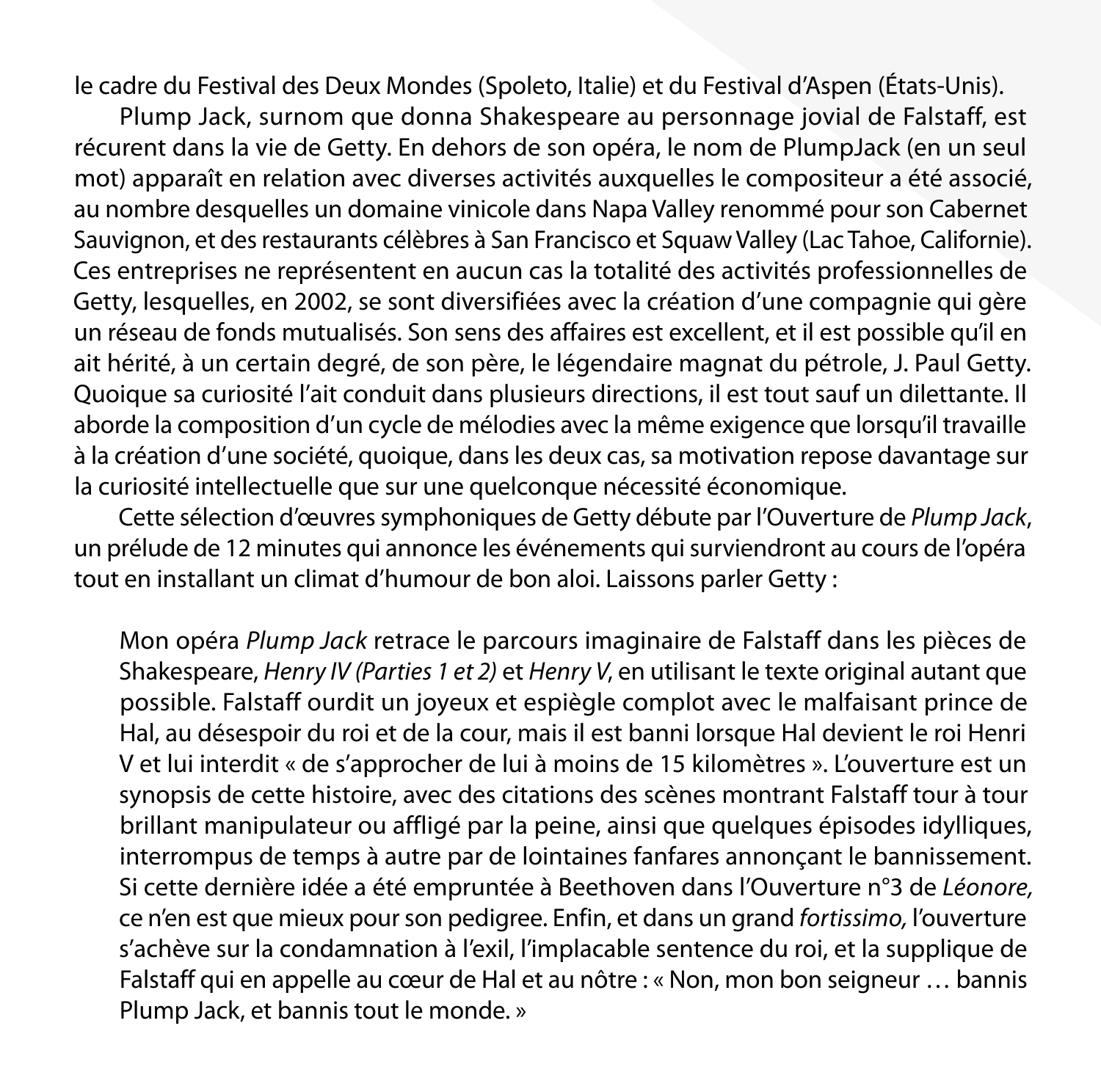le cadre du Festival des Deux Mondes (Spoleto, Italie) et du Festival d'Aspen (États-Unis).

Plump Jack, surnom que donna Shakespeare au personnage jovial de Falstaff, est récurent dans la vie de Getty. En dehors de son opéra, le nom de PlumpJack (en un seul mot) apparaît en relation avec diverses activités auxquelles le compositeur a été associé, au nombre desquelles un domaine vinicole dans Napa Valley renommé pour son Cabernet Sauvignon, et des restaurants célèbres à San Francisco et Squaw Valley (Lac Tahoe, Californie). Ces entreprises ne représentent en aucun cas la totalité des activités professionnelles de Getty, lesquelles, en 2002, se sont diversifiées avec la création d'une compagnie qui gère un réseau de fonds mutualisés. Son sens des affaires est excellent, et il est possible qu'il en ait hérité, à un certain degré, de son père, le légendaire magnat du pétrole, J. Paul Getty. Quoique sa curiosité l'ait conduit dans plusieurs directions, il est tout sauf un dilettante. Il aborde la composition d'un cycle de mélodies avec la même exigence que lorsqu'il travaille à la création d'une société, quoique, dans les deux cas, sa motivation repose davantage sur la curiosité intellectuelle que sur une quelconque nécessité économique.

Cette sélection d'œuvres symphoniques de Getty débute par l'Ouverture de *Plump Jack*, un prélude de 12 minutes qui annonce les événements qui surviendront au cours de l'opéra tout en installant un climat d'humour de bon aloi. Laissons parler Getty :

> Mon opéra *Plump Jack* retrace le parcours imaginaire de Falstaff dans les pièces de Shakespeare, *Henry IV (Parties 1 et 2)* et *Henry V*, en utilisant le texte original autant que possible. Falstaff ourdit un joyeux et espiègle complot avec le malfaisant prince de Hal, au désespoir du roi et de la cour, mais il est banni lorsque Hal devient le roi Henri V et lui interdit « de s'approcher de lui à moins de 15 kilomètres ». L'ouverture est un synopsis de cette histoire, avec des citations des scènes montrant Falstaff tour à tour brillant manipulateur ou affligé par la peine, ainsi que quelques épisodes idylliques, interrompus de temps à autre par de lointaines fanfares annonçant le bannissement. Si cette dernière idée a été empruntée à Beethoven dans l'Ouverture n°3 de *Léonore,* ce n'en est que mieux pour son pedigree. Enfin, et dans un grand *fortissimo,* l'ouverture s'achève sur la condamnation à l'exil, l'implacable sentence du roi, et la supplique de Falstaff qui en appelle au cœur de Hal et au nôtre : « Non, mon bon seigneur … bannis Plump Jack, et bannis tout le monde. »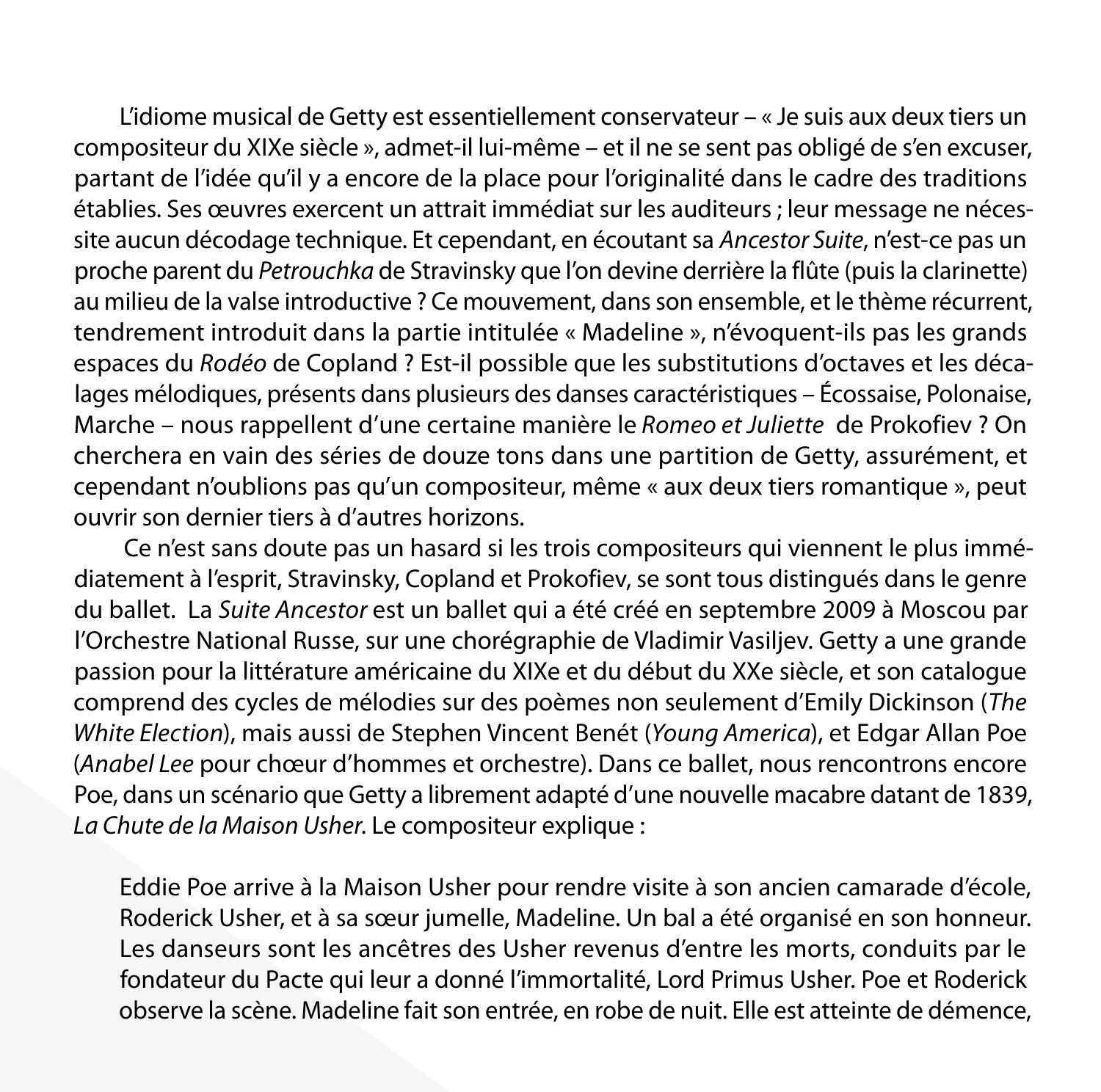L'idiome musical de Getty est essentiellement conservateur – « Je suis aux deux tiers un compositeur du XIXe siècle », admet-il lui-même – et il ne se sent pas obligé de s'en excuser, partant de l'idée qu'il y a encore de la place pour l'originalité dans le cadre des traditions établies. Ses œuvres exercent un attrait immédiat sur les auditeurs ; leur message ne nécessite aucun décodage technique. Et cependant, en écoutant sa *Ancestor Suite*, n'est-ce pas un proche parent du *Petrouchka* de Stravinsky que l'on devine derrière la flûte (puis la clarinette) au milieu de la valse introductive ? Ce mouvement, dans son ensemble, et le thème récurrent, tendrement introduit dans la partie intitulée « Madeline », n'évoquent-ils pas les grands espaces du *Rodéo* de Copland ? Est-il possible que les substitutions d'octaves et les décalages mélodiques, présents dans plusieurs des danses caractéristiques – Écossaise, Polonaise, Marche – nous rappellent d'une certaine manière le *Romeo et Juliette* de Prokofiev ? On cherchera en vain des séries de douze tons dans une partition de Getty, assurément, et cependant n'oublions pas qu'un compositeur, même « aux deux tiers romantique », peut ouvrir son dernier tiers à d'autres horizons.

Ce n'est sans doute pas un hasard si les trois compositeurs qui viennent le plus immédiatement à l'esprit, Stravinsky, Copland et Prokofiev, se sont tous distingués dans le genre du ballet. La *Suite Ancestor* est un ballet qui a été créé en septembre 2009 à Moscou par l'Orchestre National Russe, sur une chorégraphie de Vladimir Vasiljev. Getty a une grande passion pour la littérature américaine du XIXe et du début du XXe siècle, et son catalogue comprend des cycles de mélodies sur des poèmes non seulement d'Emily Dickinson (*The White Election*), mais aussi de Stephen Vincent Benét (*Young America*), et Edgar Allan Poe (*Anabel Lee* pour chœur d'hommes et orchestre). Dans ce ballet, nous rencontrons encore Poe, dans un scénario que Getty a librement adapté d'une nouvelle macabre datant de 1839, *La Chute de la Maison Usher*. Le compositeur explique :

> Eddie Poe arrive à la Maison Usher pour rendre visite à son ancien camarade d'école, Roderick Usher, et à sa sœur jumelle, Madeline. Un bal a été organisé en son honneur. Les danseurs sont les ancêtres des Usher revenus d'entre les morts, conduits par le fondateur du Pacte qui leur a donné l'immortalité, Lord Primus Usher. Poe et Roderick observe la scène. Madeline fait son entrée, en robe de nuit. Elle est atteinte de démence,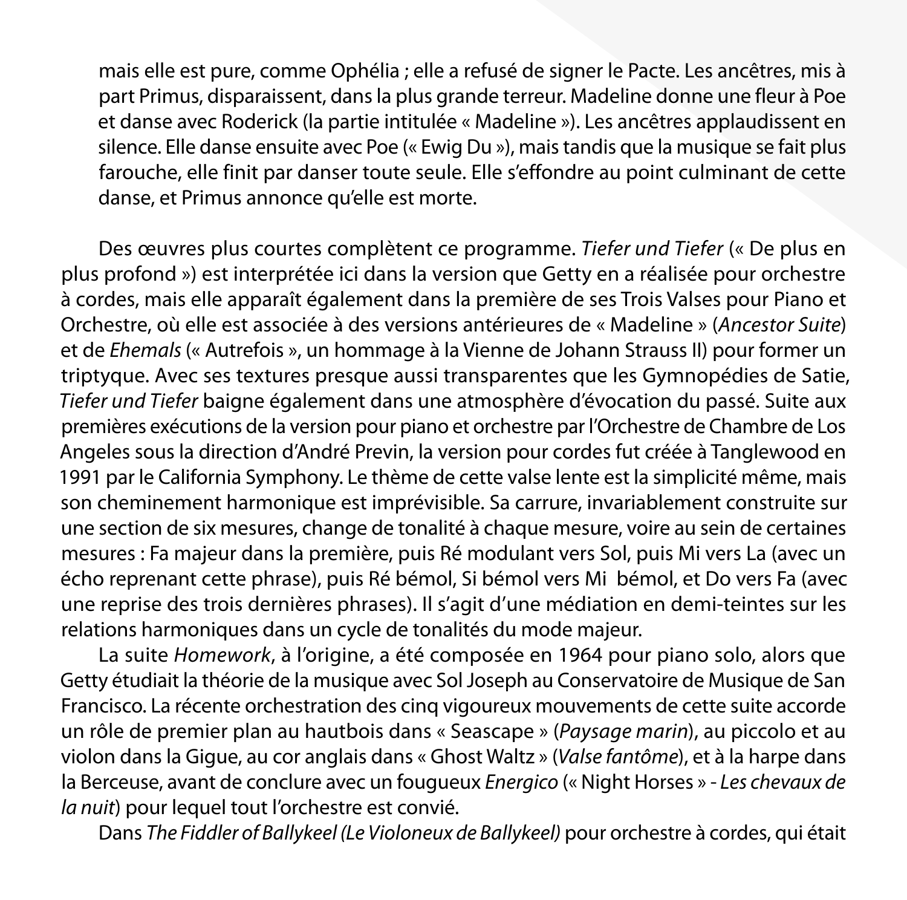mais elle est pure, comme Ophélia ; elle a refusé de signer le Pacte. Les ancêtres, mis à part Primus, disparaissent, dans la plus grande terreur. Madeline donne une fleur à Poe et danse avec Roderick (la partie intitulée « Madeline »). Les ancêtres applaudissent en silence. Elle danse ensuite avec Poe (« Ewig Du »), mais tandis que la musique se fait plus farouche, elle finit par danser toute seule. Elle s'effondre au point culminant de cette danse, et Primus annonce qu'elle est morte.

Des œuvres plus courtes complètent ce programme. *Tiefer und Tiefer* (« De plus en plus profond ») est interprétée ici dans la version que Getty en a réalisée pour orchestre à cordes, mais elle apparaît également dans la première de ses Trois Valses pour Piano et Orchestre, où elle est associée à des versions antérieures de « Madeline » (*Ancestor Suite*) et de *Ehemals* (« Autrefois », un hommage à la Vienne de Johann Strauss II) pour former un triptyque. Avec ses textures presque aussi transparentes que les Gymnopédies de Satie, *Tiefer und Tiefer* baigne également dans une atmosphère d'évocation du passé. Suite aux premières exécutions de la version pour piano et orchestre par l'Orchestre de Chambre de Los Angeles sous la direction d'André Previn, la version pour cordes fut créée à Tanglewood en 1991 par le California Symphony. Le thème de cette valse lente est la simplicité même, mais son cheminement harmonique est imprévisible. Sa carrure, invariablement construite sur une section de six mesures, change de tonalité à chaque mesure, voire au sein de certaines mesures : Fa majeur dans la première, puis Ré modulant vers Sol, puis Mi vers La (avec un écho reprenant cette phrase), puis Ré bémol, Si bémol vers Mi bémol, et Do vers Fa (avec une reprise des trois dernières phrases). Il s'agit d'une médiation en demi-teintes sur les relations harmoniques dans un cycle de tonalités du mode majeur.

La suite *Homework*, à l'origine, a été composée en 1964 pour piano solo, alors que Getty étudiait la théorie de la musique avec Sol Joseph au Conservatoire de Musique de San Francisco. La récente orchestration des cinq vigoureux mouvements de cette suite accorde un rôle de premier plan au hautbois dans « Seascape » (*Paysage marin*), au piccolo et au violon dans la Gigue, au cor anglais dans « Ghost Waltz » (*Valse fantôme*), et à la harpe dans la Berceuse, avant de conclure avec un fougueux *Energico* (« Night Horses » - *Les chevaux de la nuit*) pour lequel tout l'orchestre est convié.

Dans *The Fiddler of Ballykeel (Le Violoneux de Ballykeel)* pour orchestre à cordes, qui était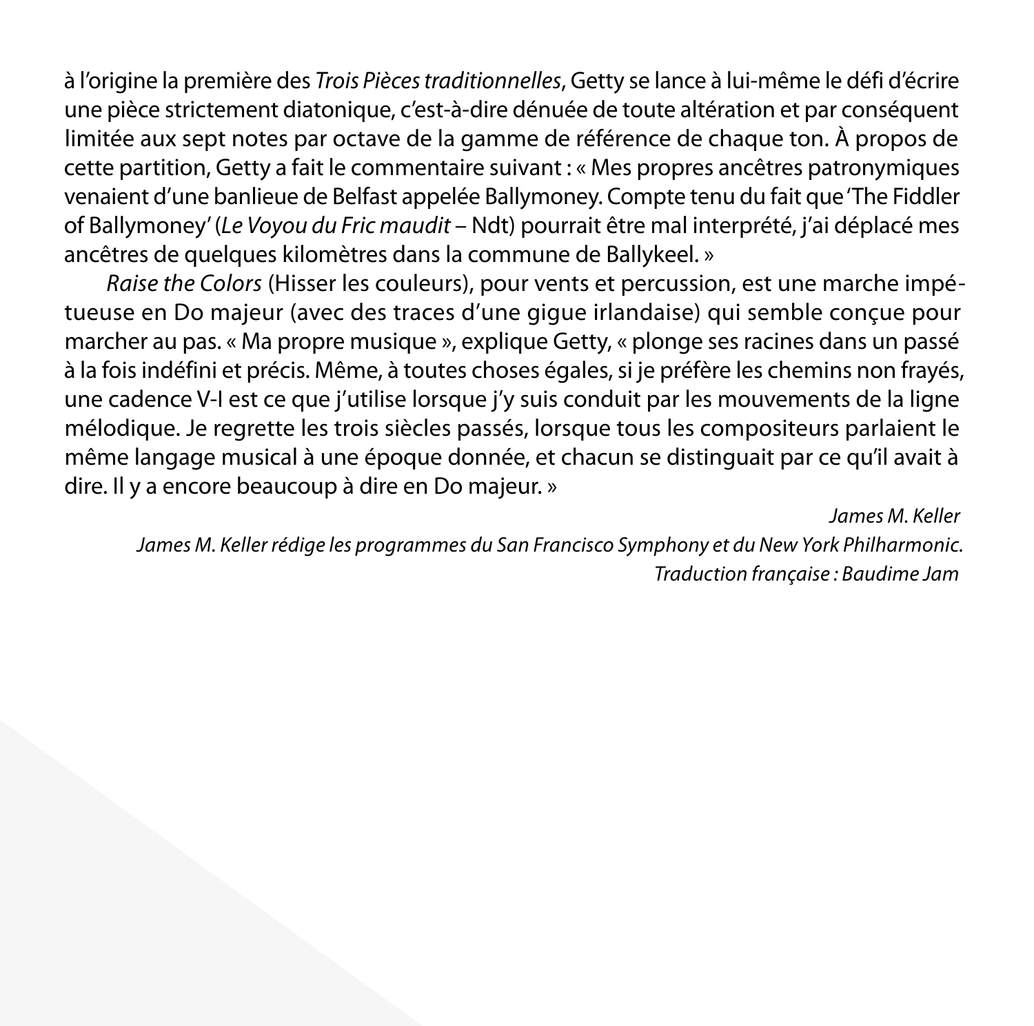à l'origine la première des *Trois Pièces traditionnelles*, Getty se lance à lui-même le défi d'écrire une pièce strictement diatonique, c'est-à-dire dénuée de toute altération et par conséquent limitée aux sept notes par octave de la gamme de référence de chaque ton. À propos de cette partition, Getty a fait le commentaire suivant : « Mes propres ancêtres patronymiques venaient d'une banlieue de Belfast appelée Ballymoney. Compte tenu du fait que 'The Fiddler of Ballymoney' (*Le Voyou du Fric maudit* – Ndt) pourrait être mal interprété, j'ai déplacé mes ancêtres de quelques kilomètres dans la commune de Ballykeel. »

*Raise the Colors* (Hisser les couleurs), pour vents et percussion, est une marche impétueuse en Do majeur (avec des traces d'une gigue irlandaise) qui semble conçue pour marcher au pas. « Ma propre musique », explique Getty, « plonge ses racines dans un passé à la fois indéfini et précis. Même, à toutes choses égales, si je préfère les chemins non frayés, une cadence V-I est ce que j'utilise lorsque j'y suis conduit par les mouvements de la ligne mélodique. Je regrette les trois siècles passés, lorsque tous les compositeurs parlaient le même langage musical à une époque donnée, et chacun se distinguait par ce qu'il avait à dire. Il y a encore beaucoup à dire en Do majeur. »

*James M. Keller*

*James M. Keller rédige les programmes du San Francisco Symphony et du New York Philharmonic.*

*Traduction française : Baudime Jam*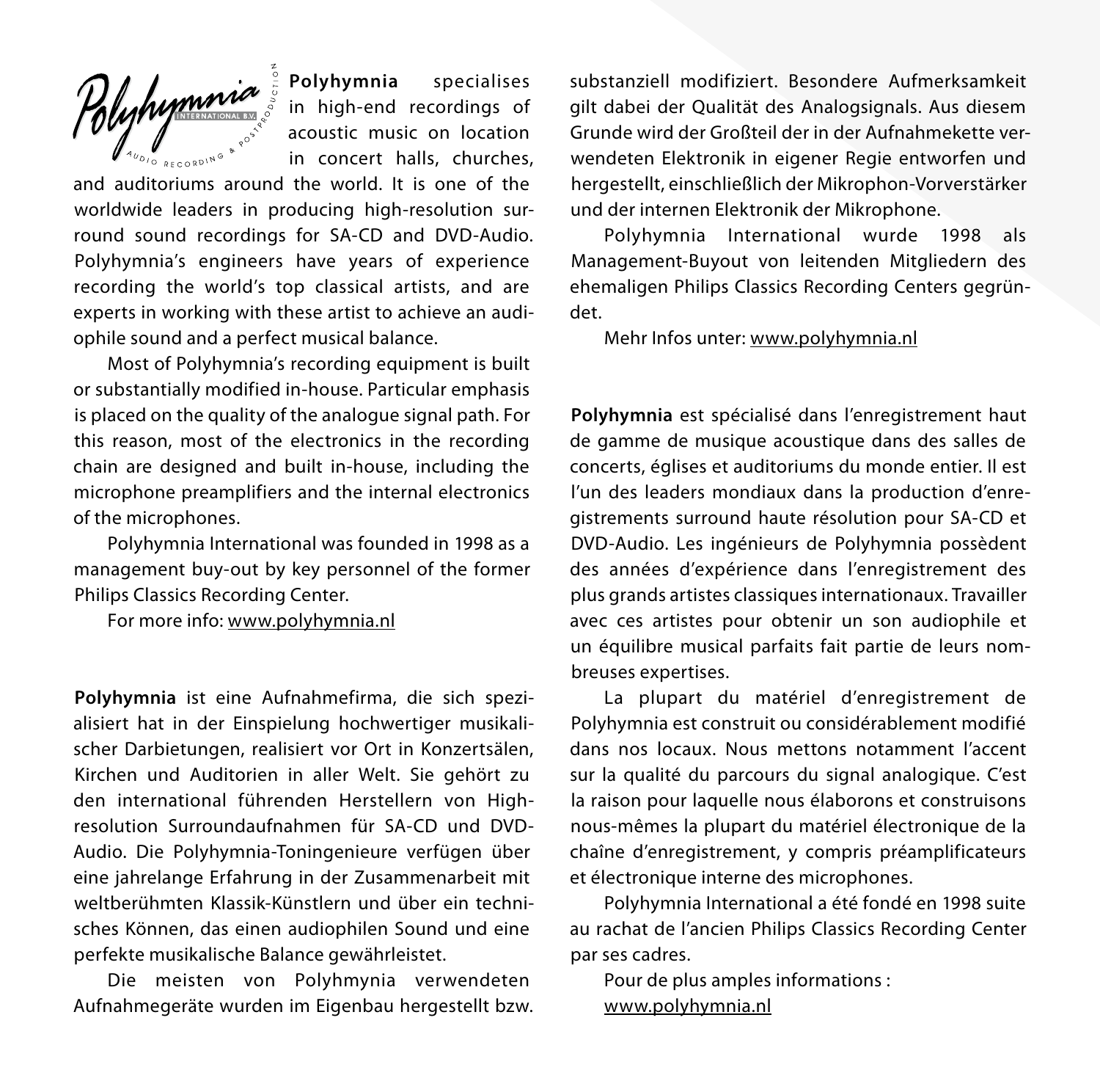**Polyhymnia** specialises in high-end recordings of acoustic music on location in concert halls, churches, and auditoriums around the world. It is one of the worldwide leaders in producing high-resolution surround sound recordings for SA-CD and DVD-Audio. Polyhymnia's engineers have years of experience recording the world's top classical artists, and are experts in working with these artist to achieve an audiophile sound and a perfect musical balance.

Most of Polyhymnia's recording equipment is built or substantially modified in-house. Particular emphasis is placed on the quality of the analogue signal path. For this reason, most of the electronics in the recording chain are designed and built in-house, including the microphone preamplifiers and the internal electronics of the microphones.

Polyhymnia International was founded in 1998 as a management buy-out by key personnel of the former Philips Classics Recording Center.

For more info: www.polyhymnia.nl

**Polyhymnia** ist eine Aufnahmefirma, die sich spezialisiert hat in der Einspielung hochwertiger musikalischer Darbietungen, realisiert vor Ort in Konzertsälen, Kirchen und Auditorien in aller Welt. Sie gehört zu den international führenden Herstellern von High-resolution Surroundaufnahmen für SA-CD und DVD-Audio. Die Polyhymnia-Toningenieure verfügen über eine jahrelange Erfahrung in der Zusammenarbeit mit weltberühmten Klassik-Künstlern und über ein technisches Können, das einen audiophilen Sound und eine perfekte musikalische Balance gewährleistet.

Die meisten von Polyhmynia verwendeten Aufnahmegeräte wurden im Eigenbau hergestellt bzw. substanziell modifiziert. Besondere Aufmerksamkeit gilt dabei der Qualität des Analogsignals. Aus diesem Grunde wird der Großteil der in der Aufnahmekette verwendeten Elektronik in eigener Regie entworfen und hergestellt, einschließlich der Mikrophon-Vorverstärker und der internen Elektronik der Mikrophone.

Polyhymnia International wurde 1998 als Management-Buyout von leitenden Mitgliedern des ehemaligen Philips Classics Recording Centers gegründet.

Mehr Infos unter: www.polyhymnia.nl

**Polyhymnia** est spécialisé dans l'enregistrement haut de gamme de musique acoustique dans des salles de concerts, églises et auditoriums du monde entier. Il est l'un des leaders mondiaux dans la production d'enregistrements surround haute résolution pour SA-CD et DVD-Audio. Les ingénieurs de Polyhymnia possèdent des années d'expérience dans l'enregistrement des plus grands artistes classiques internationaux. Travailler avec ces artistes pour obtenir un son audiophile et un équilibre musical parfaits fait partie de leurs nombreuses expertises.

La plupart du matériel d'enregistrement de Polyhymnia est construit ou considérablement modifié dans nos locaux. Nous mettons notamment l'accent sur la qualité du parcours du signal analogique. C'est la raison pour laquelle nous élaborons et construisons nous-mêmes la plupart du matériel électronique de la chaîne d'enregistrement, y compris préamplificateurs et électronique interne des microphones.

Polyhymnia International a été fondé en 1998 suite au rachat de l'ancien Philips Classics Recording Center par ses cadres.

Pour de plus amples informations : www.polyhymnia.nl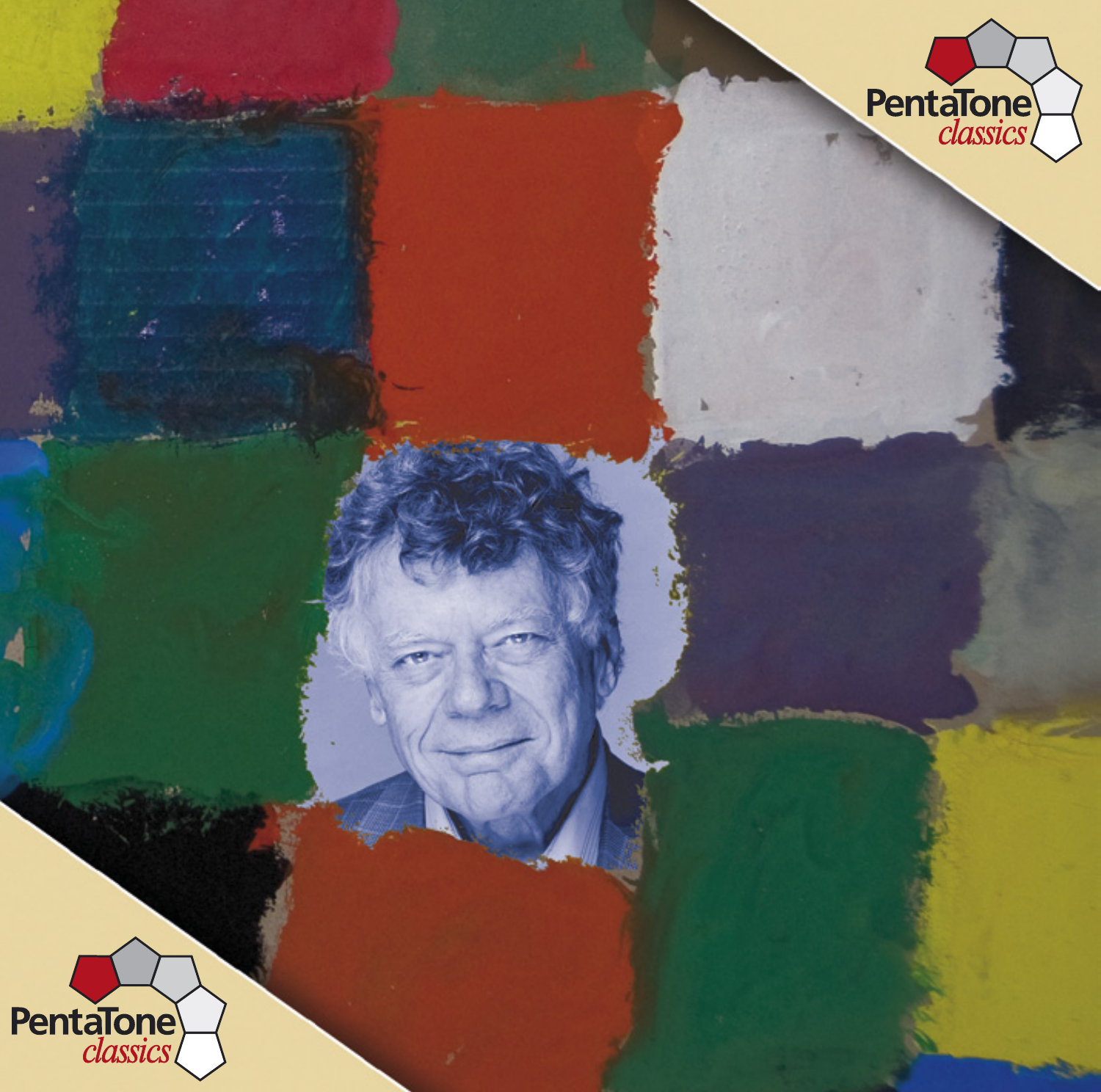PentaTone classics

PentaTone classics